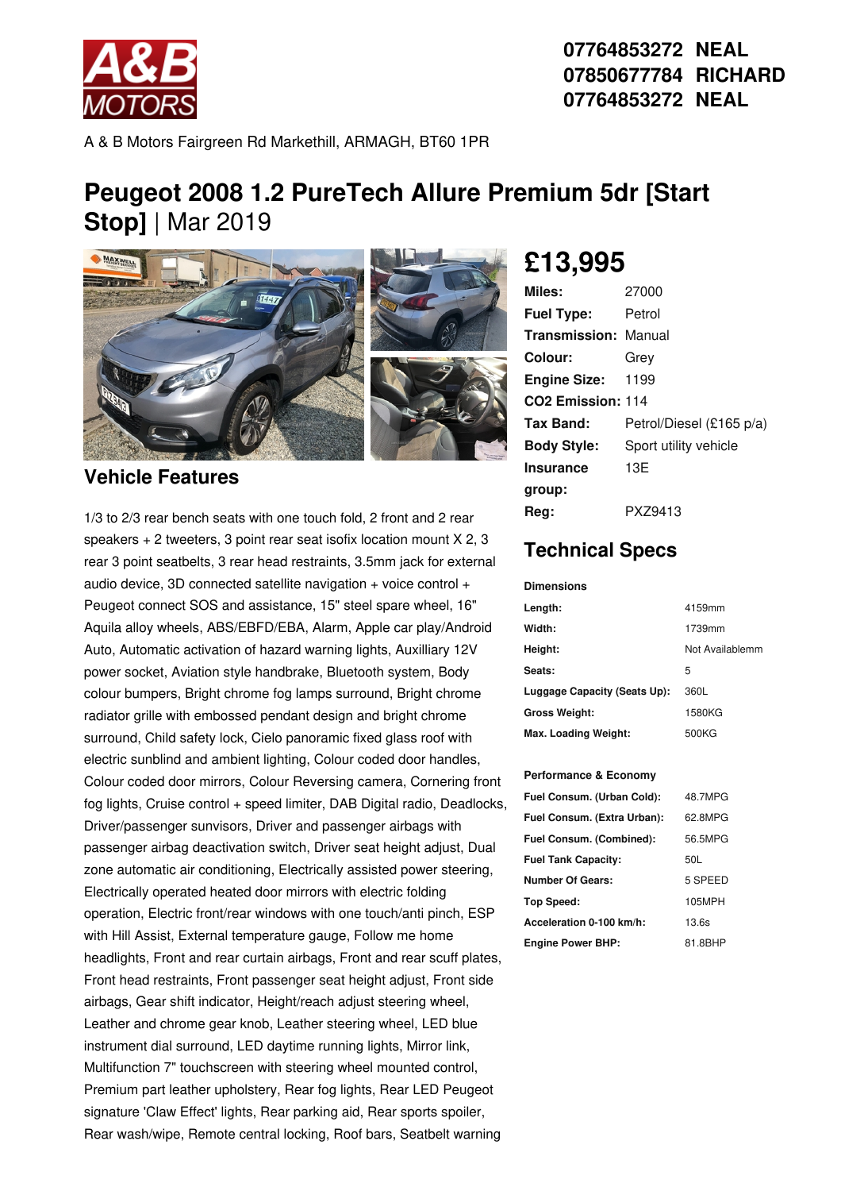07764853272 NEAL
07850677784 RICHARD
07764853272 NEAL

A & B Motors Fairgreen Rd Markethill, ARMAGH, BT60 1PR

# Peugeot 2008 1.2 PureTech Allure Premium 5dr [Start Stop] | Mar 2019

## £13,995

| | |
|---|---|
| **Miles:** | 27000 |
| **Fuel Type:** | Petrol |
| **Transmission:** | Manual |
| **Colour:** | Grey |
| **Engine Size:** | 1199 |
| **CO2 Emission:** | 114 |
| **Tax Band:** | Petrol/Diesel (£165 p/a) |
| **Body Style:** | Sport utility vehicle |
| **Insurance group:** | 13E |
| **Reg:** | PXZ9413 |

## Technical Specs

**Dimensions**

| | |
|---|---|
| **Length:** | 4159mm |
| **Width:** | 1739mm |
| **Height:** | Not Availablemm |
| **Seats:** | 5 |
| **Luggage Capacity (Seats Up):** | 360L |
| **Gross Weight:** | 1580KG |
| **Max. Loading Weight:** | 500KG |

**Performance & Economy**

| | |
|---|---|
| **Fuel Consum. (Urban Cold):** | 48.7MPG |
| **Fuel Consum. (Extra Urban):** | 62.8MPG |
| **Fuel Consum. (Combined):** | 56.5MPG |
| **Fuel Tank Capacity:** | 50L |
| **Number Of Gears:** | 5 SPEED |
| **Top Speed:** | 105MPH |
| **Acceleration 0-100 km/h:** | 13.6s |
| **Engine Power BHP:** | 81.8BHP |

## Vehicle Features

1/3 to 2/3 rear bench seats with one touch fold, 2 front and 2 rear speakers + 2 tweeters, 3 point rear seat isofix location mount X 2, 3 rear 3 point seatbelts, 3 rear head restraints, 3.5mm jack for external audio device, 3D connected satellite navigation + voice control + Peugeot connect SOS and assistance, 15" steel spare wheel, 16" Aquila alloy wheels, ABS/EBFD/EBA, Alarm, Apple car play/Android Auto, Automatic activation of hazard warning lights, Auxilliary 12V power socket, Aviation style handbrake, Bluetooth system, Body colour bumpers, Bright chrome fog lamps surround, Bright chrome radiator grille with embossed pendant design and bright chrome surround, Child safety lock, Cielo panoramic fixed glass roof with electric sunblind and ambient lighting, Colour coded door handles, Colour coded door mirrors, Colour Reversing camera, Cornering front fog lights, Cruise control + speed limiter, DAB Digital radio, Deadlocks, Driver/passenger sunvisors, Driver and passenger airbags with passenger airbag deactivation switch, Driver seat height adjust, Dual zone automatic air conditioning, Electrically assisted power steering, Electrically operated heated door mirrors with electric folding operation, Electric front/rear windows with one touch/anti pinch, ESP with Hill Assist, External temperature gauge, Follow me home headlights, Front and rear curtain airbags, Front and rear scuff plates, Front head restraints, Front passenger seat height adjust, Front side airbags, Gear shift indicator, Height/reach adjust steering wheel, Leather and chrome gear knob, Leather steering wheel, LED blue instrument dial surround, LED daytime running lights, Mirror link, Multifunction 7" touchscreen with steering wheel mounted control, Premium part leather upholstery, Rear fog lights, Rear LED Peugeot signature 'Claw Effect' lights, Rear parking aid, Rear sports spoiler, Rear wash/wipe, Remote central locking, Roof bars, Seatbelt warning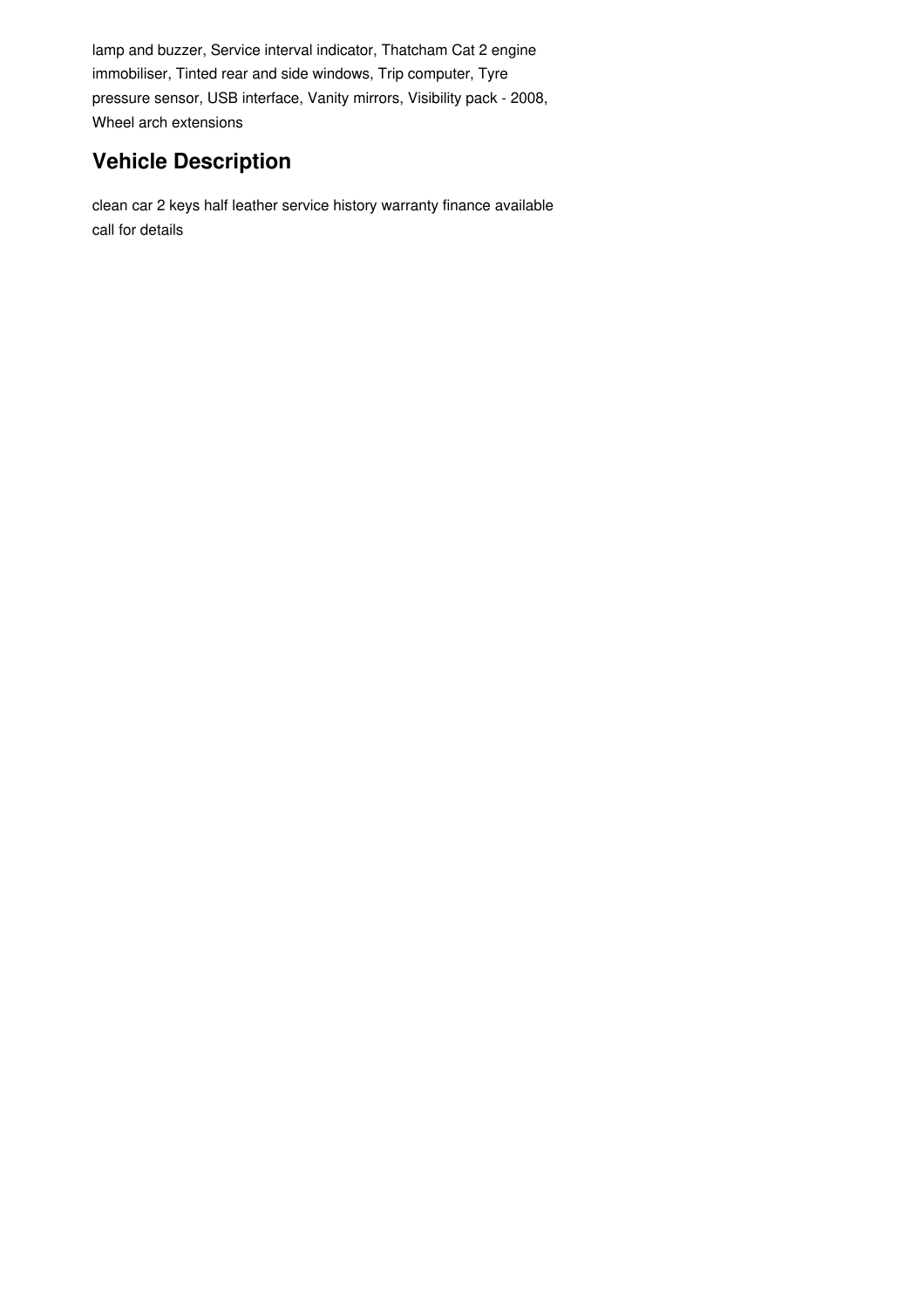lamp and buzzer, Service interval indicator, Thatcham Cat 2 engine immobiliser, Tinted rear and side windows, Trip computer, Tyre pressure sensor, USB interface, Vanity mirrors, Visibility pack - 2008, Wheel arch extensions

## Vehicle Description

clean car 2 keys half leather service history warranty finance available call for details